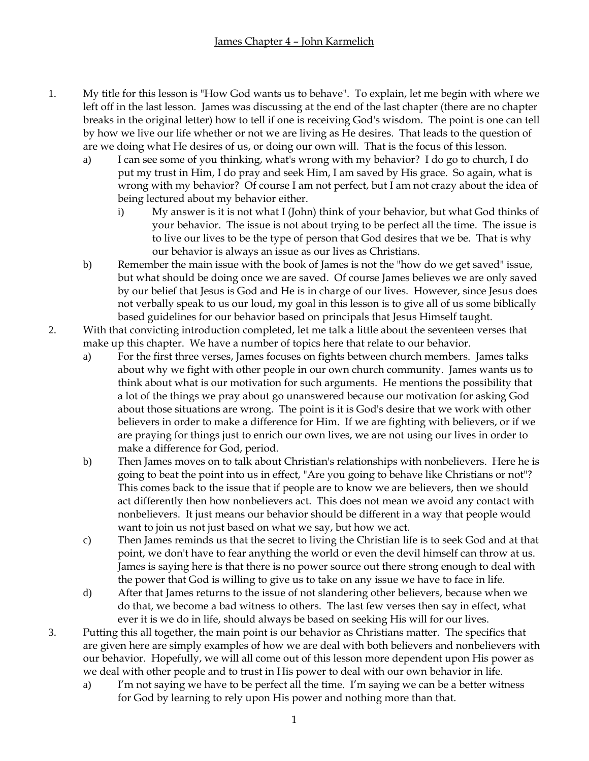# James Chapter 4 – John Karmelich

1. My title for this lesson is "How God wants us to behave". To explain, let me begin with where we left off in the last lesson. James was discussing at the end of the last chapter (there are no chapter breaks in the original letter) how to tell if one is receiving God's wisdom. The point is one can tell by how we live our life whether or not we are living as He desires. That leads to the question of are we doing what He desires of us, or doing our own will. That is the focus of this lesson.
   a) I can see some of you thinking, what's wrong with my behavior? I do go to church, I do put my trust in Him, I do pray and seek Him, I am saved by His grace. So again, what is wrong with my behavior? Of course I am not perfect, but I am not crazy about the idea of being lectured about my behavior either.
      i) My answer is it is not what I (John) think of your behavior, but what God thinks of your behavior. The issue is not about trying to be perfect all the time. The issue is to live our lives to be the type of person that God desires that we be. That is why our behavior is always an issue as our lives as Christians.
   b) Remember the main issue with the book of James is not the "how do we get saved" issue, but what should be doing once we are saved. Of course James believes we are only saved by our belief that Jesus is God and He is in charge of our lives. However, since Jesus does not verbally speak to us our loud, my goal in this lesson is to give all of us some biblically based guidelines for our behavior based on principals that Jesus Himself taught.
2. With that convicting introduction completed, let me talk a little about the seventeen verses that make up this chapter. We have a number of topics here that relate to our behavior.
   a) For the first three verses, James focuses on fights between church members. James talks about why we fight with other people in our own church community. James wants us to think about what is our motivation for such arguments. He mentions the possibility that a lot of the things we pray about go unanswered because our motivation for asking God about those situations are wrong. The point is it is God's desire that we work with other believers in order to make a difference for Him. If we are fighting with believers, or if we are praying for things just to enrich our own lives, we are not using our lives in order to make a difference for God, period.
   b) Then James moves on to talk about Christian's relationships with nonbelievers. Here he is going to beat the point into us in effect, "Are you going to behave like Christians or not"? This comes back to the issue that if people are to know we are believers, then we should act differently then how nonbelievers act. This does not mean we avoid any contact with nonbelievers. It just means our behavior should be different in a way that people would want to join us not just based on what we say, but how we act.
   c) Then James reminds us that the secret to living the Christian life is to seek God and at that point, we don't have to fear anything the world or even the devil himself can throw at us. James is saying here is that there is no power source out there strong enough to deal with the power that God is willing to give us to take on any issue we have to face in life.
   d) After that James returns to the issue of not slandering other believers, because when we do that, we become a bad witness to others. The last few verses then say in effect, what ever it is we do in life, should always be based on seeking His will for our lives.
3. Putting this all together, the main point is our behavior as Christians matter. The specifics that are given here are simply examples of how we are deal with both believers and nonbelievers with our behavior. Hopefully, we will all come out of this lesson more dependent upon His power as we deal with other people and to trust in His power to deal with our own behavior in life.
   a) I'm not saying we have to be perfect all the time. I'm saying we can be a better witness for God by learning to rely upon His power and nothing more than that.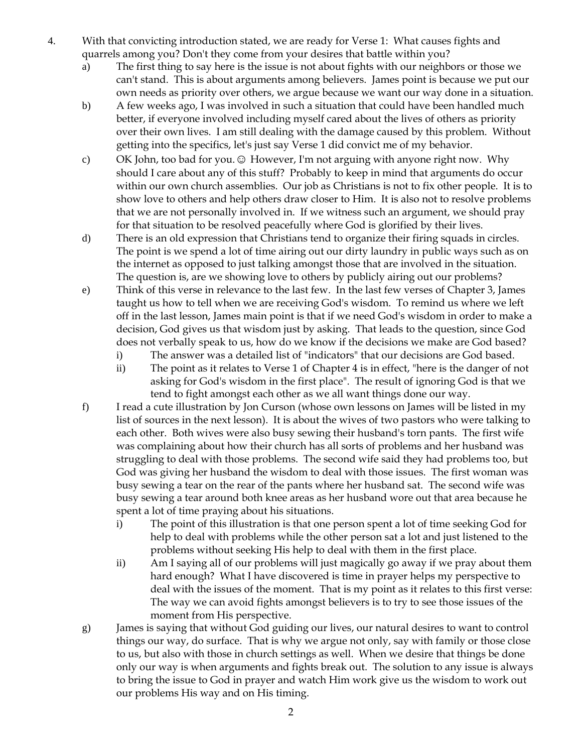4. With that convicting introduction stated, we are ready for Verse 1: What causes fights and quarrels among you? Don't they come from your desires that battle within you?
   a) The first thing to say here is the issue is not about fights with our neighbors or those we can't stand. This is about arguments among believers. James point is because we put our own needs as priority over others, we argue because we want our way done in a situation.
   b) A few weeks ago, I was involved in such a situation that could have been handled much better, if everyone involved including myself cared about the lives of others as priority over their own lives. I am still dealing with the damage caused by this problem. Without getting into the specifics, let's just say Verse 1 did convict me of my behavior.
   c) OK John, too bad for you. ☺ However, I'm not arguing with anyone right now. Why should I care about any of this stuff? Probably to keep in mind that arguments do occur within our own church assemblies. Our job as Christians is not to fix other people. It is to show love to others and help others draw closer to Him. It is also not to resolve problems that we are not personally involved in. If we witness such an argument, we should pray for that situation to be resolved peacefully where God is glorified by their lives.
   d) There is an old expression that Christians tend to organize their firing squads in circles. The point is we spend a lot of time airing out our dirty laundry in public ways such as on the internet as opposed to just talking amongst those that are involved in the situation. The question is, are we showing love to others by publicly airing out our problems?
   e) Think of this verse in relevance to the last few. In the last few verses of Chapter 3, James taught us how to tell when we are receiving God's wisdom. To remind us where we left off in the last lesson, James main point is that if we need God's wisdom in order to make a decision, God gives us that wisdom just by asking. That leads to the question, since God does not verbally speak to us, how do we know if the decisions we make are God based?
      i) The answer was a detailed list of "indicators" that our decisions are God based.
      ii) The point as it relates to Verse 1 of Chapter 4 is in effect, "here is the danger of not asking for God's wisdom in the first place". The result of ignoring God is that we tend to fight amongst each other as we all want things done our way.
   f) I read a cute illustration by Jon Curson (whose own lessons on James will be listed in my list of sources in the next lesson). It is about the wives of two pastors who were talking to each other. Both wives were also busy sewing their husband's torn pants. The first wife was complaining about how their church has all sorts of problems and her husband was struggling to deal with those problems. The second wife said they had problems too, but God was giving her husband the wisdom to deal with those issues. The first woman was busy sewing a tear on the rear of the pants where her husband sat. The second wife was busy sewing a tear around both knee areas as her husband wore out that area because he spent a lot of time praying about his situations.
      i) The point of this illustration is that one person spent a lot of time seeking God for help to deal with problems while the other person sat a lot and just listened to the problems without seeking His help to deal with them in the first place.
      ii) Am I saying all of our problems will just magically go away if we pray about them hard enough? What I have discovered is time in prayer helps my perspective to deal with the issues of the moment. That is my point as it relates to this first verse: The way we can avoid fights amongst believers is to try to see those issues of the moment from His perspective.
   g) James is saying that without God guiding our lives, our natural desires to want to control things our way, do surface. That is why we argue not only, say with family or those close to us, but also with those in church settings as well. When we desire that things be done only our way is when arguments and fights break out. The solution to any issue is always to bring the issue to God in prayer and watch Him work give us the wisdom to work out our problems His way and on His timing.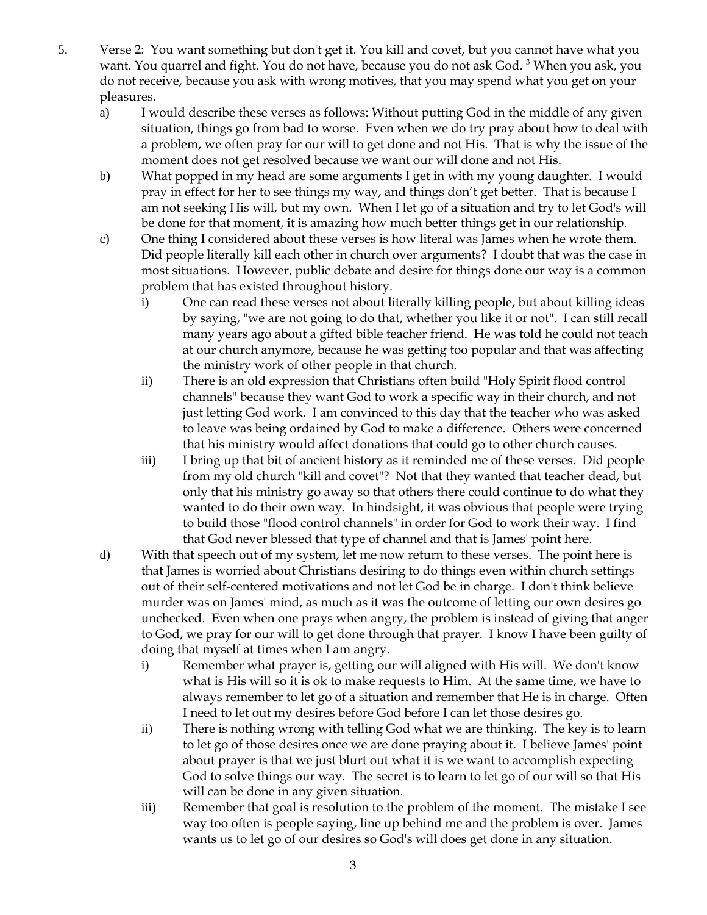5. Verse 2: You want something but don't get it. You kill and covet, but you cannot have what you want. You quarrel and fight. You do not have, because you do not ask God. [3] When you ask, you do not receive, because you ask with wrong motives, that you may spend what you get on your pleasures.
   a) I would describe these verses as follows: Without putting God in the middle of any given situation, things go from bad to worse. Even when we do try pray about how to deal with a problem, we often pray for our will to get done and not His. That is why the issue of the moment does not get resolved because we want our will done and not His.
   b) What popped in my head are some arguments I get in with my young daughter. I would pray in effect for her to see things my way, and things don't get better. That is because I am not seeking His will, but my own. When I let go of a situation and try to let God's will be done for that moment, it is amazing how much better things get in our relationship.
   c) One thing I considered about these verses is how literal was James when he wrote them. Did people literally kill each other in church over arguments? I doubt that was the case in most situations. However, public debate and desire for things done our way is a common problem that has existed throughout history.
      i) One can read these verses not about literally killing people, but about killing ideas by saying, "we are not going to do that, whether you like it or not". I can still recall many years ago about a gifted bible teacher friend. He was told he could not teach at our church anymore, because he was getting too popular and that was affecting the ministry work of other people in that church.
      ii) There is an old expression that Christians often build "Holy Spirit flood control channels" because they want God to work a specific way in their church, and not just letting God work. I am convinced to this day that the teacher who was asked to leave was being ordained by God to make a difference. Others were concerned that his ministry would affect donations that could go to other church causes.
      iii) I bring up that bit of ancient history as it reminded me of these verses. Did people from my old church "kill and covet"? Not that they wanted that teacher dead, but only that his ministry go away so that others there could continue to do what they wanted to do their own way. In hindsight, it was obvious that people were trying to build those "flood control channels" in order for God to work their way. I find that God never blessed that type of channel and that is James' point here.
   d) With that speech out of my system, let me now return to these verses. The point here is that James is worried about Christians desiring to do things even within church settings out of their self-centered motivations and not let God be in charge. I don't think believe murder was on James' mind, as much as it was the outcome of letting our own desires go unchecked. Even when one prays when angry, the problem is instead of giving that anger to God, we pray for our will to get done through that prayer. I know I have been guilty of doing that myself at times when I am angry.
      i) Remember what prayer is, getting our will aligned with His will. We don't know what is His will so it is ok to make requests to Him. At the same time, we have to always remember to let go of a situation and remember that He is in charge. Often I need to let out my desires before God before I can let those desires go.
      ii) There is nothing wrong with telling God what we are thinking. The key is to learn to let go of those desires once we are done praying about it. I believe James' point about prayer is that we just blurt out what it is we want to accomplish expecting God to solve things our way. The secret is to learn to let go of our will so that His will can be done in any given situation.
      iii) Remember that goal is resolution to the problem of the moment. The mistake I see way too often is people saying, line up behind me and the problem is over. James wants us to let go of our desires so God's will does get done in any situation.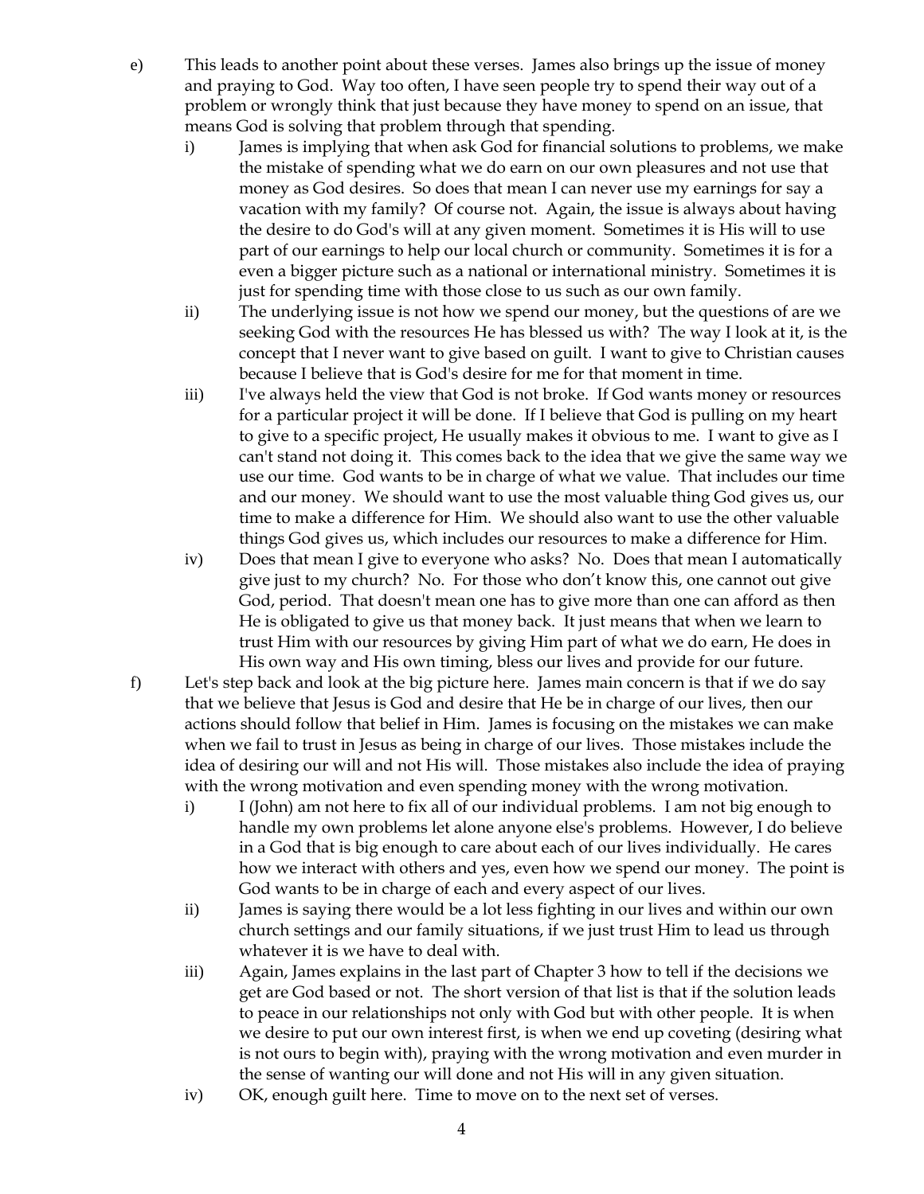e) This leads to another point about these verses. James also brings up the issue of money and praying to God. Way too often, I have seen people try to spend their way out of a problem or wrongly think that just because they have money to spend on an issue, that means God is solving that problem through that spending.

   i) James is implying that when ask God for financial solutions to problems, we make the mistake of spending what we do earn on our own pleasures and not use that money as God desires. So does that mean I can never use my earnings for say a vacation with my family? Of course not. Again, the issue is always about having the desire to do God's will at any given moment. Sometimes it is His will to use part of our earnings to help our local church or community. Sometimes it is for a even a bigger picture such as a national or international ministry. Sometimes it is just for spending time with those close to us such as our own family.

   ii) The underlying issue is not how we spend our money, but the questions of are we seeking God with the resources He has blessed us with? The way I look at it, is the concept that I never want to give based on guilt. I want to give to Christian causes because I believe that is God's desire for me for that moment in time.

   iii) I've always held the view that God is not broke. If God wants money or resources for a particular project it will be done. If I believe that God is pulling on my heart to give to a specific project, He usually makes it obvious to me. I want to give as I can't stand not doing it. This comes back to the idea that we give the same way we use our time. God wants to be in charge of what we value. That includes our time and our money. We should want to use the most valuable thing God gives us, our time to make a difference for Him. We should also want to use the other valuable things God gives us, which includes our resources to make a difference for Him.

   iv) Does that mean I give to everyone who asks? No. Does that mean I automatically give just to my church? No. For those who don't know this, one cannot out give God, period. That doesn't mean one has to give more than one can afford as then He is obligated to give us that money back. It just means that when we learn to trust Him with our resources by giving Him part of what we do earn, He does in His own way and His own timing, bless our lives and provide for our future.

f) Let's step back and look at the big picture here. James main concern is that if we do say that we believe that Jesus is God and desire that He be in charge of our lives, then our actions should follow that belief in Him. James is focusing on the mistakes we can make when we fail to trust in Jesus as being in charge of our lives. Those mistakes include the idea of desiring our will and not His will. Those mistakes also include the idea of praying with the wrong motivation and even spending money with the wrong motivation.

   i) I (John) am not here to fix all of our individual problems. I am not big enough to handle my own problems let alone anyone else's problems. However, I do believe in a God that is big enough to care about each of our lives individually. He cares how we interact with others and yes, even how we spend our money. The point is God wants to be in charge of each and every aspect of our lives.

   ii) James is saying there would be a lot less fighting in our lives and within our own church settings and our family situations, if we just trust Him to lead us through whatever it is we have to deal with.

   iii) Again, James explains in the last part of Chapter 3 how to tell if the decisions we get are God based or not. The short version of that list is that if the solution leads to peace in our relationships not only with God but with other people. It is when we desire to put our own interest first, is when we end up coveting (desiring what is not ours to begin with), praying with the wrong motivation and even murder in the sense of wanting our will done and not His will in any given situation.

   iv) OK, enough guilt here. Time to move on to the next set of verses.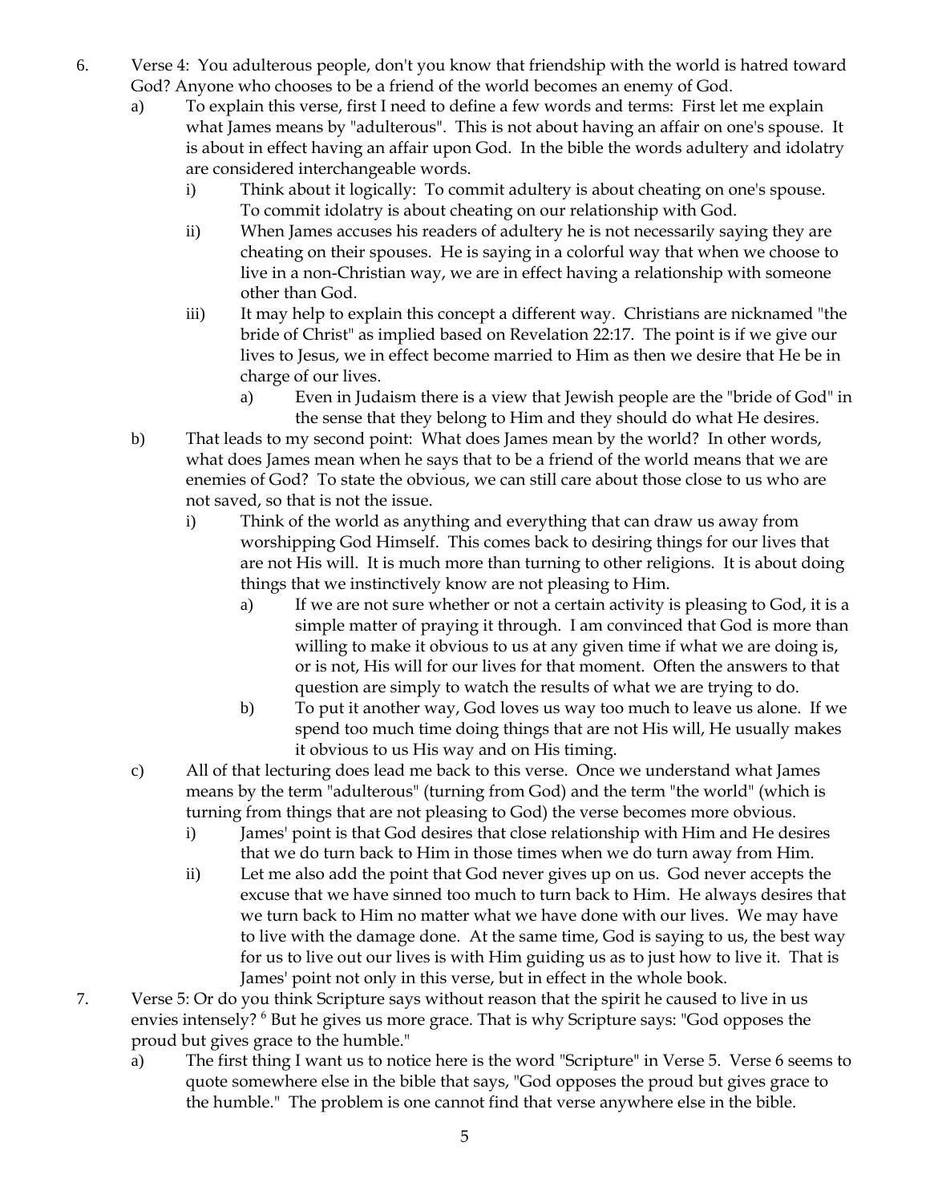6. Verse 4: You adulterous people, don't you know that friendship with the world is hatred toward God? Anyone who chooses to be a friend of the world becomes an enemy of God.
   a) To explain this verse, first I need to define a few words and terms: First let me explain what James means by "adulterous". This is not about having an affair on one's spouse. It is about in effect having an affair upon God. In the bible the words adultery and idolatry are considered interchangeable words.
      i) Think about it logically: To commit adultery is about cheating on one's spouse. To commit idolatry is about cheating on our relationship with God.
      ii) When James accuses his readers of adultery he is not necessarily saying they are cheating on their spouses. He is saying in a colorful way that when we choose to live in a non-Christian way, we are in effect having a relationship with someone other than God.
      iii) It may help to explain this concept a different way. Christians are nicknamed "the bride of Christ" as implied based on Revelation 22:17. The point is if we give our lives to Jesus, we in effect become married to Him as then we desire that He be in charge of our lives.
         a) Even in Judaism there is a view that Jewish people are the "bride of God" in the sense that they belong to Him and they should do what He desires.
   b) That leads to my second point: What does James mean by the world? In other words, what does James mean when he says that to be a friend of the world means that we are enemies of God? To state the obvious, we can still care about those close to us who are not saved, so that is not the issue.
      i) Think of the world as anything and everything that can draw us away from worshipping God Himself. This comes back to desiring things for our lives that are not His will. It is much more than turning to other religions. It is about doing things that we instinctively know are not pleasing to Him.
         a) If we are not sure whether or not a certain activity is pleasing to God, it is a simple matter of praying it through. I am convinced that God is more than willing to make it obvious to us at any given time if what we are doing is, or is not, His will for our lives for that moment. Often the answers to that question are simply to watch the results of what we are trying to do.
         b) To put it another way, God loves us way too much to leave us alone. If we spend too much time doing things that are not His will, He usually makes it obvious to us His way and on His timing.
   c) All of that lecturing does lead me back to this verse. Once we understand what James means by the term "adulterous" (turning from God) and the term "the world" (which is turning from things that are not pleasing to God) the verse becomes more obvious.
      i) James' point is that God desires that close relationship with Him and He desires that we do turn back to Him in those times when we do turn away from Him.
      ii) Let me also add the point that God never gives up on us. God never accepts the excuse that we have sinned too much to turn back to Him. He always desires that we turn back to Him no matter what we have done with our lives. We may have to live with the damage done. At the same time, God is saying to us, the best way for us to live out our lives is with Him guiding us as to just how to live it. That is James' point not only in this verse, but in effect in the whole book.
7. Verse 5: Or do you think Scripture says without reason that the spirit he caused to live in us envies intensely? [6] But he gives us more grace. That is why Scripture says: "God opposes the proud but gives grace to the humble."
   a) The first thing I want us to notice here is the word "Scripture" in Verse 5. Verse 6 seems to quote somewhere else in the bible that says, "God opposes the proud but gives grace to the humble." The problem is one cannot find that verse anywhere else in the bible.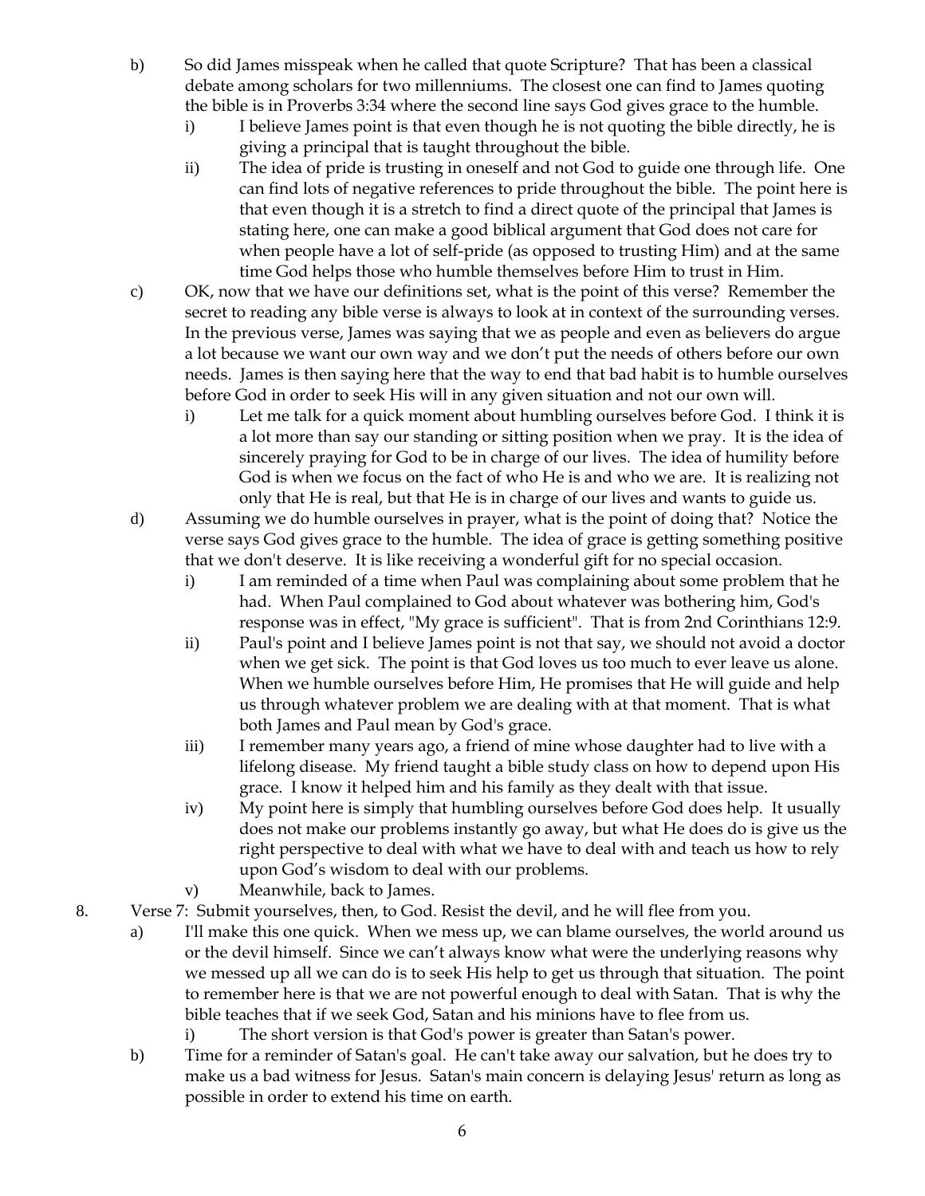b) So did James misspeak when he called that quote Scripture? That has been a classical debate among scholars for two millenniums. The closest one can find to James quoting the bible is in Proverbs 3:34 where the second line says God gives grace to the humble.

   i) I believe James point is that even though he is not quoting the bible directly, he is giving a principal that is taught throughout the bible.

   ii) The idea of pride is trusting in oneself and not God to guide one through life. One can find lots of negative references to pride throughout the bible. The point here is that even though it is a stretch to find a direct quote of the principal that James is stating here, one can make a good biblical argument that God does not care for when people have a lot of self-pride (as opposed to trusting Him) and at the same time God helps those who humble themselves before Him to trust in Him.

c) OK, now that we have our definitions set, what is the point of this verse? Remember the secret to reading any bible verse is always to look at in context of the surrounding verses. In the previous verse, James was saying that we as people and even as believers do argue a lot because we want our own way and we don't put the needs of others before our own needs. James is then saying here that the way to end that bad habit is to humble ourselves before God in order to seek His will in any given situation and not our own will.

   i) Let me talk for a quick moment about humbling ourselves before God. I think it is a lot more than say our standing or sitting position when we pray. It is the idea of sincerely praying for God to be in charge of our lives. The idea of humility before God is when we focus on the fact of who He is and who we are. It is realizing not only that He is real, but that He is in charge of our lives and wants to guide us.

d) Assuming we do humble ourselves in prayer, what is the point of doing that? Notice the verse says God gives grace to the humble. The idea of grace is getting something positive that we don't deserve. It is like receiving a wonderful gift for no special occasion.

   i) I am reminded of a time when Paul was complaining about some problem that he had. When Paul complained to God about whatever was bothering him, God's response was in effect, "My grace is sufficient". That is from 2nd Corinthians 12:9.

   ii) Paul's point and I believe James point is not that say, we should not avoid a doctor when we get sick. The point is that God loves us too much to ever leave us alone. When we humble ourselves before Him, He promises that He will guide and help us through whatever problem we are dealing with at that moment. That is what both James and Paul mean by God's grace.

   iii) I remember many years ago, a friend of mine whose daughter had to live with a lifelong disease. My friend taught a bible study class on how to depend upon His grace. I know it helped him and his family as they dealt with that issue.

   iv) My point here is simply that humbling ourselves before God does help. It usually does not make our problems instantly go away, but what He does do is give us the right perspective to deal with what we have to deal with and teach us how to rely upon God's wisdom to deal with our problems.

   v) Meanwhile, back to James.

8. Verse 7: Submit yourselves, then, to God. Resist the devil, and he will flee from you.

   a) I'll make this one quick. When we mess up, we can blame ourselves, the world around us or the devil himself. Since we can't always know what were the underlying reasons why we messed up all we can do is to seek His help to get us through that situation. The point to remember here is that we are not powerful enough to deal with Satan. That is why the bible teaches that if we seek God, Satan and his minions have to flee from us.

      i) The short version is that God's power is greater than Satan's power.

   b) Time for a reminder of Satan's goal. He can't take away our salvation, but he does try to make us a bad witness for Jesus. Satan's main concern is delaying Jesus' return as long as possible in order to extend his time on earth.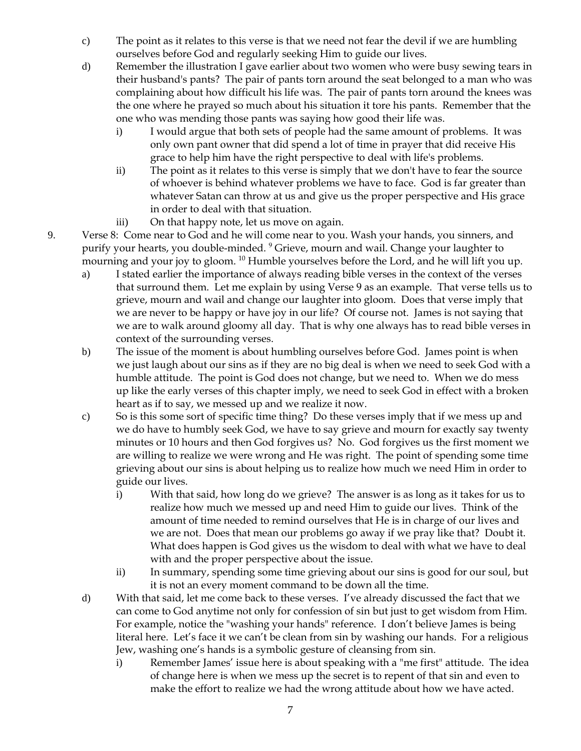c) The point as it relates to this verse is that we need not fear the devil if we are humbling ourselves before God and regularly seeking Him to guide our lives.

d) Remember the illustration I gave earlier about two women who were busy sewing tears in their husband's pants? The pair of pants torn around the seat belonged to a man who was complaining about how difficult his life was. The pair of pants torn around the knees was the one where he prayed so much about his situation it tore his pants. Remember that the one who was mending those pants was saying how good their life was.

   i) I would argue that both sets of people had the same amount of problems. It was only own pant owner that did spend a lot of time in prayer that did receive His grace to help him have the right perspective to deal with life's problems.

   ii) The point as it relates to this verse is simply that we don't have to fear the source of whoever is behind whatever problems we have to face. God is far greater than whatever Satan can throw at us and give us the proper perspective and His grace in order to deal with that situation.

   iii) On that happy note, let us move on again.

9. Verse 8: Come near to God and he will come near to you. Wash your hands, you sinners, and purify your hearts, you double-minded. 9 Grieve, mourn and wail. Change your laughter to mourning and your joy to gloom. 10 Humble yourselves before the Lord, and he will lift you up.

a) I stated earlier the importance of always reading bible verses in the context of the verses that surround them. Let me explain by using Verse 9 as an example. That verse tells us to grieve, mourn and wail and change our laughter into gloom. Does that verse imply that we are never to be happy or have joy in our life? Of course not. James is not saying that we are to walk around gloomy all day. That is why one always has to read bible verses in context of the surrounding verses.

b) The issue of the moment is about humbling ourselves before God. James point is when we just laugh about our sins as if they are no big deal is when we need to seek God with a humble attitude. The point is God does not change, but we need to. When we do mess up like the early verses of this chapter imply, we need to seek God in effect with a broken heart as if to say, we messed up and we realize it now.

c) So is this some sort of specific time thing? Do these verses imply that if we mess up and we do have to humbly seek God, we have to say grieve and mourn for exactly say twenty minutes or 10 hours and then God forgives us? No. God forgives us the first moment we are willing to realize we were wrong and He was right. The point of spending some time grieving about our sins is about helping us to realize how much we need Him in order to guide our lives.

   i) With that said, how long do we grieve? The answer is as long as it takes for us to realize how much we messed up and need Him to guide our lives. Think of the amount of time needed to remind ourselves that He is in charge of our lives and we are not. Does that mean our problems go away if we pray like that? Doubt it. What does happen is God gives us the wisdom to deal with what we have to deal with and the proper perspective about the issue.

   ii) In summary, spending some time grieving about our sins is good for our soul, but it is not an every moment command to be down all the time.

d) With that said, let me come back to these verses. I've already discussed the fact that we can come to God anytime not only for confession of sin but just to get wisdom from Him. For example, notice the "washing your hands" reference. I don't believe James is being literal here. Let's face it we can't be clean from sin by washing our hands. For a religious Jew, washing one's hands is a symbolic gesture of cleansing from sin.

   i) Remember James' issue here is about speaking with a "me first" attitude. The idea of change here is when we mess up the secret is to repent of that sin and even to make the effort to realize we had the wrong attitude about how we have acted.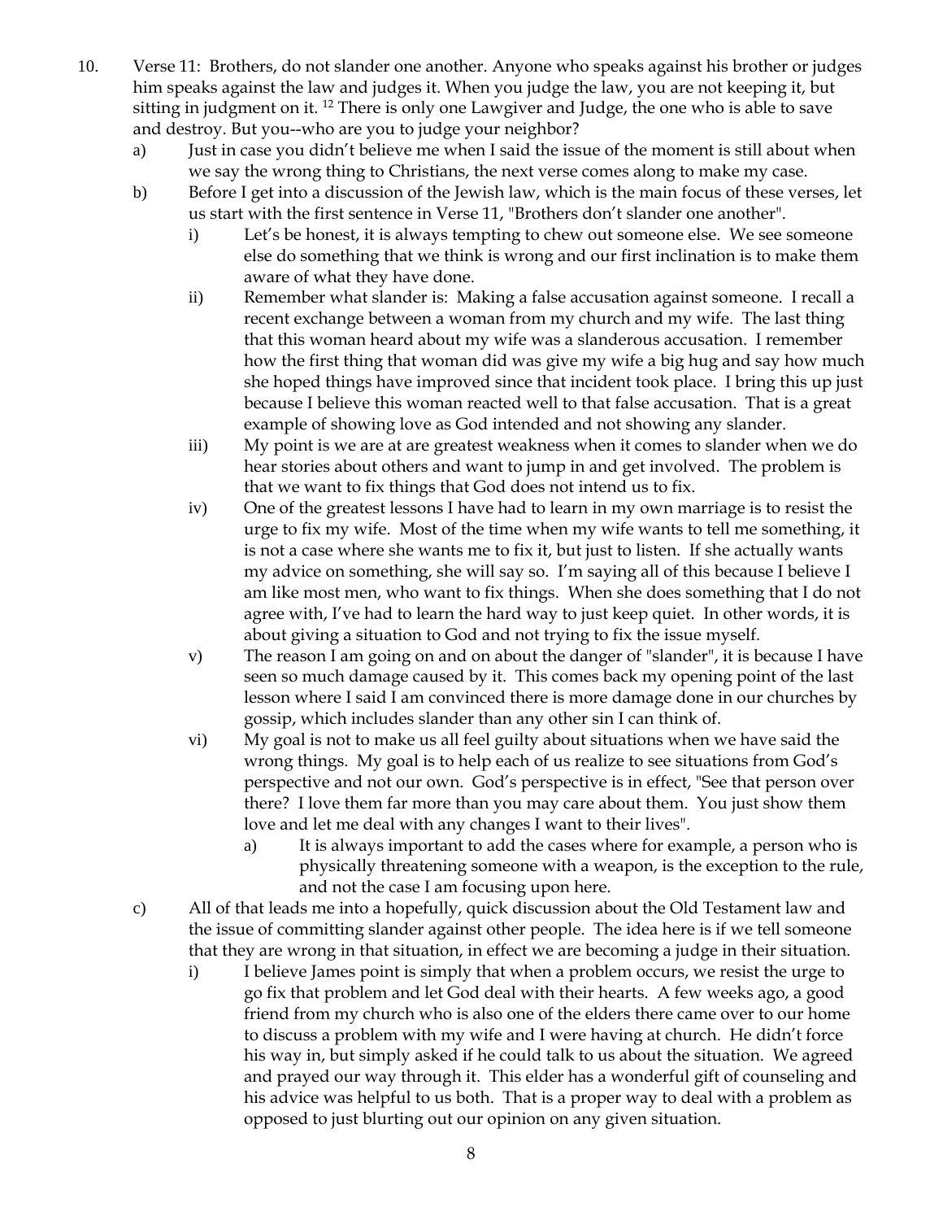10. Verse 11: Brothers, do not slander one another. Anyone who speaks against his brother or judges him speaks against the law and judges it. When you judge the law, you are not keeping it, but sitting in judgment on it. [12] There is only one Lawgiver and Judge, the one who is able to save and destroy. But you--who are you to judge your neighbor?

    a) Just in case you didn't believe me when I said the issue of the moment is still about when we say the wrong thing to Christians, the next verse comes along to make my case.

    b) Before I get into a discussion of the Jewish law, which is the main focus of these verses, let us start with the first sentence in Verse 11, "Brothers don't slander one another".

        i) Let's be honest, it is always tempting to chew out someone else. We see someone else do something that we think is wrong and our first inclination is to make them aware of what they have done.

        ii) Remember what slander is: Making a false accusation against someone. I recall a recent exchange between a woman from my church and my wife. The last thing that this woman heard about my wife was a slanderous accusation. I remember how the first thing that woman did was give my wife a big hug and say how much she hoped things have improved since that incident took place. I bring this up just because I believe this woman reacted well to that false accusation. That is a great example of showing love as God intended and not showing any slander.

        iii) My point is we are at are greatest weakness when it comes to slander when we do hear stories about others and want to jump in and get involved. The problem is that we want to fix things that God does not intend us to fix.

        iv) One of the greatest lessons I have had to learn in my own marriage is to resist the urge to fix my wife. Most of the time when my wife wants to tell me something, it is not a case where she wants me to fix it, but just to listen. If she actually wants my advice on something, she will say so. I'm saying all of this because I believe I am like most men, who want to fix things. When she does something that I do not agree with, I've had to learn the hard way to just keep quiet. In other words, it is about giving a situation to God and not trying to fix the issue myself.

        v) The reason I am going on and on about the danger of "slander", it is because I have seen so much damage caused by it. This comes back my opening point of the last lesson where I said I am convinced there is more damage done in our churches by gossip, which includes slander than any other sin I can think of.

        vi) My goal is not to make us all feel guilty about situations when we have said the wrong things. My goal is to help each of us realize to see situations from God's perspective and not our own. God's perspective is in effect, "See that person over there? I love them far more than you may care about them. You just show them love and let me deal with any changes I want to their lives".

            a) It is always important to add the cases where for example, a person who is physically threatening someone with a weapon, is the exception to the rule, and not the case I am focusing upon here.

    c) All of that leads me into a hopefully, quick discussion about the Old Testament law and the issue of committing slander against other people. The idea here is if we tell someone that they are wrong in that situation, in effect we are becoming a judge in their situation.

        i) I believe James point is simply that when a problem occurs, we resist the urge to go fix that problem and let God deal with their hearts. A few weeks ago, a good friend from my church who is also one of the elders there came over to our home to discuss a problem with my wife and I were having at church. He didn't force his way in, but simply asked if he could talk to us about the situation. We agreed and prayed our way through it. This elder has a wonderful gift of counseling and his advice was helpful to us both. That is a proper way to deal with a problem as opposed to just blurting out our opinion on any given situation.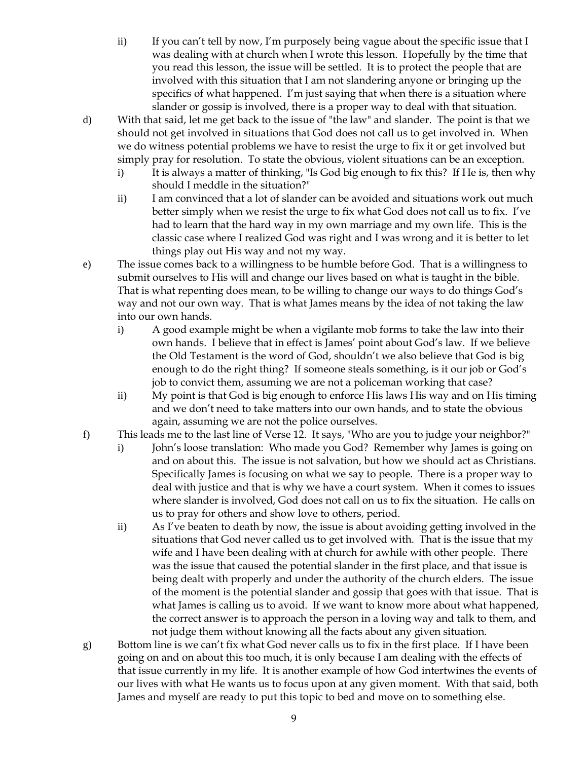- ii) If you can't tell by now, I'm purposely being vague about the specific issue that I was dealing with at church when I wrote this lesson. Hopefully by the time that you read this lesson, the issue will be settled. It is to protect the people that are involved with this situation that I am not slandering anyone or bringing up the specifics of what happened. I'm just saying that when there is a situation where slander or gossip is involved, there is a proper way to deal with that situation.

d) With that said, let me get back to the issue of "the law" and slander. The point is that we should not get involved in situations that God does not call us to get involved in. When we do witness potential problems we have to resist the urge to fix it or get involved but simply pray for resolution. To state the obvious, violent situations can be an exception.

- i) It is always a matter of thinking, "Is God big enough to fix this? If He is, then why should I meddle in the situation?"
- ii) I am convinced that a lot of slander can be avoided and situations work out much better simply when we resist the urge to fix what God does not call us to fix. I've had to learn that the hard way in my own marriage and my own life. This is the classic case where I realized God was right and I was wrong and it is better to let things play out His way and not my way.

e) The issue comes back to a willingness to be humble before God. That is a willingness to submit ourselves to His will and change our lives based on what is taught in the bible. That is what repenting does mean, to be willing to change our ways to do things God's way and not our own way. That is what James means by the idea of not taking the law into our own hands.

- i) A good example might be when a vigilante mob forms to take the law into their own hands. I believe that in effect is James' point about God's law. If we believe the Old Testament is the word of God, shouldn't we also believe that God is big enough to do the right thing? If someone steals something, is it our job or God's job to convict them, assuming we are not a policeman working that case?
- ii) My point is that God is big enough to enforce His laws His way and on His timing and we don't need to take matters into our own hands, and to state the obvious again, assuming we are not the police ourselves.

f) This leads me to the last line of Verse 12. It says, "Who are you to judge your neighbor?"

- i) John's loose translation: Who made you God? Remember why James is going on and on about this. The issue is not salvation, but how we should act as Christians. Specifically James is focusing on what we say to people. There is a proper way to deal with justice and that is why we have a court system. When it comes to issues where slander is involved, God does not call on us to fix the situation. He calls on us to pray for others and show love to others, period.
- ii) As I've beaten to death by now, the issue is about avoiding getting involved in the situations that God never called us to get involved with. That is the issue that my wife and I have been dealing with at church for awhile with other people. There was the issue that caused the potential slander in the first place, and that issue is being dealt with properly and under the authority of the church elders. The issue of the moment is the potential slander and gossip that goes with that issue. That is what James is calling us to avoid. If we want to know more about what happened, the correct answer is to approach the person in a loving way and talk to them, and not judge them without knowing all the facts about any given situation.

g) Bottom line is we can't fix what God never calls us to fix in the first place. If I have been going on and on about this too much, it is only because I am dealing with the effects of that issue currently in my life. It is another example of how God intertwines the events of our lives with what He wants us to focus upon at any given moment. With that said, both James and myself are ready to put this topic to bed and move on to something else.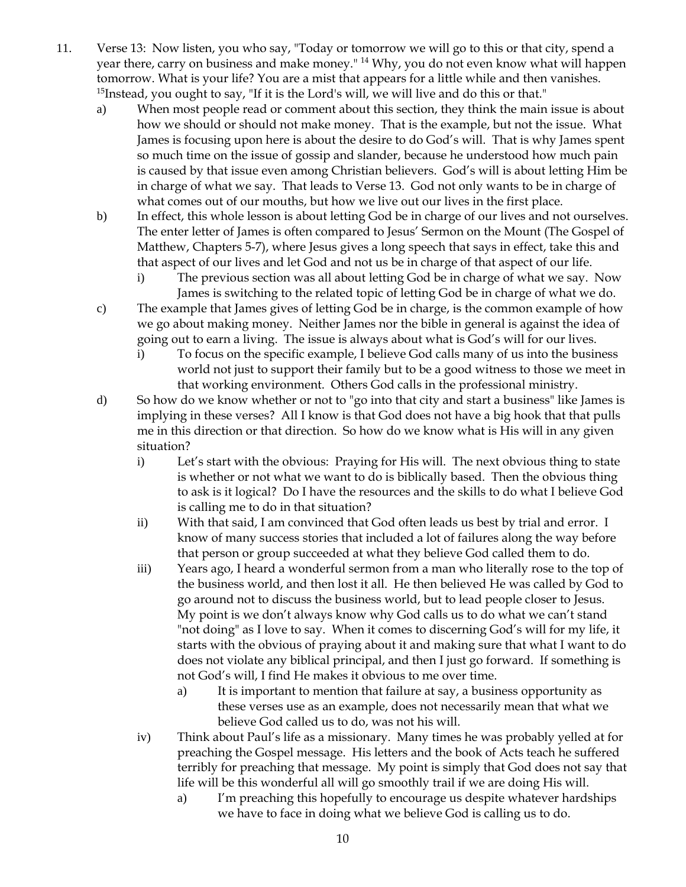11. Verse 13: Now listen, you who say, "Today or tomorrow we will go to this or that city, spend a year there, carry on business and make money." [14] Why, you do not even know what will happen tomorrow. What is your life? You are a mist that appears for a little while and then vanishes. [15]Instead, you ought to say, "If it is the Lord's will, we will live and do this or that."

   a) When most people read or comment about this section, they think the main issue is about how we should or should not make money. That is the example, but not the issue. What James is focusing upon here is about the desire to do God's will. That is why James spent so much time on the issue of gossip and slander, because he understood how much pain is caused by that issue even among Christian believers. God's will is about letting Him be in charge of what we say. That leads to Verse 13. God not only wants to be in charge of what comes out of our mouths, but how we live out our lives in the first place.

   b) In effect, this whole lesson is about letting God be in charge of our lives and not ourselves. The enter letter of James is often compared to Jesus' Sermon on the Mount (The Gospel of Matthew, Chapters 5-7), where Jesus gives a long speech that says in effect, take this and that aspect of our lives and let God and not us be in charge of that aspect of our life.

      i) The previous section was all about letting God be in charge of what we say. Now James is switching to the related topic of letting God be in charge of what we do.

   c) The example that James gives of letting God be in charge, is the common example of how we go about making money. Neither James nor the bible in general is against the idea of going out to earn a living. The issue is always about what is God's will for our lives.

      i) To focus on the specific example, I believe God calls many of us into the business world not just to support their family but to be a good witness to those we meet in that working environment. Others God calls in the professional ministry.

   d) So how do we know whether or not to "go into that city and start a business" like James is implying in these verses? All I know is that God does not have a big hook that that pulls me in this direction or that direction. So how do we know what is His will in any given situation?

      i) Let's start with the obvious: Praying for His will. The next obvious thing to state is whether or not what we want to do is biblically based. Then the obvious thing to ask is it logical? Do I have the resources and the skills to do what I believe God is calling me to do in that situation?

      ii) With that said, I am convinced that God often leads us best by trial and error. I know of many success stories that included a lot of failures along the way before that person or group succeeded at what they believe God called them to do.

      iii) Years ago, I heard a wonderful sermon from a man who literally rose to the top of the business world, and then lost it all. He then believed He was called by God to go around not to discuss the business world, but to lead people closer to Jesus. My point is we don't always know why God calls us to do what we can't stand "not doing" as I love to say. When it comes to discerning God's will for my life, it starts with the obvious of praying about it and making sure that what I want to do does not violate any biblical principal, and then I just go forward. If something is not God's will, I find He makes it obvious to me over time.

         a) It is important to mention that failure at say, a business opportunity as these verses use as an example, does not necessarily mean that what we believe God called us to do, was not his will.

      iv) Think about Paul's life as a missionary. Many times he was probably yelled at for preaching the Gospel message. His letters and the book of Acts teach he suffered terribly for preaching that message. My point is simply that God does not say that life will be this wonderful all will go smoothly trail if we are doing His will.

         a) I'm preaching this hopefully to encourage us despite whatever hardships we have to face in doing what we believe God is calling us to do.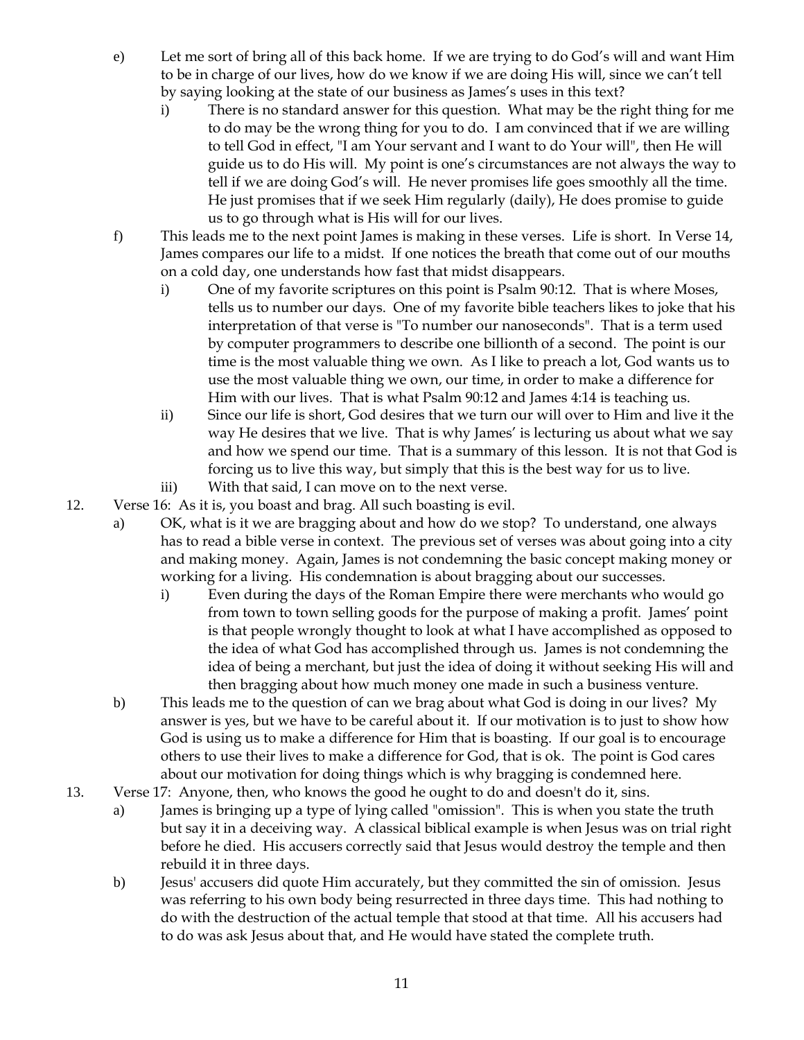e) Let me sort of bring all of this back home. If we are trying to do God's will and want Him to be in charge of our lives, how do we know if we are doing His will, since we can't tell by saying looking at the state of our business as James's uses in this text?

   i) There is no standard answer for this question. What may be the right thing for me to do may be the wrong thing for you to do. I am convinced that if we are willing to tell God in effect, "I am Your servant and I want to do Your will", then He will guide us to do His will. My point is one's circumstances are not always the way to tell if we are doing God's will. He never promises life goes smoothly all the time. He just promises that if we seek Him regularly (daily), He does promise to guide us to go through what is His will for our lives.

f) This leads me to the next point James is making in these verses. Life is short. In Verse 14, James compares our life to a midst. If one notices the breath that come out of our mouths on a cold day, one understands how fast that midst disappears.

   i) One of my favorite scriptures on this point is Psalm 90:12. That is where Moses, tells us to number our days. One of my favorite bible teachers likes to joke that his interpretation of that verse is "To number our nanoseconds". That is a term used by computer programmers to describe one billionth of a second. The point is our time is the most valuable thing we own. As I like to preach a lot, God wants us to use the most valuable thing we own, our time, in order to make a difference for Him with our lives. That is what Psalm 90:12 and James 4:14 is teaching us.

   ii) Since our life is short, God desires that we turn our will over to Him and live it the way He desires that we live. That is why James' is lecturing us about what we say and how we spend our time. That is a summary of this lesson. It is not that God is forcing us to live this way, but simply that this is the best way for us to live.

   iii) With that said, I can move on to the next verse.

12. Verse 16: As it is, you boast and brag. All such boasting is evil.

   a) OK, what is it we are bragging about and how do we stop? To understand, one always has to read a bible verse in context. The previous set of verses was about going into a city and making money. Again, James is not condemning the basic concept making money or working for a living. His condemnation is about bragging about our successes.

      i) Even during the days of the Roman Empire there were merchants who would go from town to town selling goods for the purpose of making a profit. James' point is that people wrongly thought to look at what I have accomplished as opposed to the idea of what God has accomplished through us. James is not condemning the idea of being a merchant, but just the idea of doing it without seeking His will and then bragging about how much money one made in such a business venture.

   b) This leads me to the question of can we brag about what God is doing in our lives? My answer is yes, but we have to be careful about it. If our motivation is to just to show how God is using us to make a difference for Him that is boasting. If our goal is to encourage others to use their lives to make a difference for God, that is ok. The point is God cares about our motivation for doing things which is why bragging is condemned here.

13. Verse 17: Anyone, then, who knows the good he ought to do and doesn't do it, sins.

   a) James is bringing up a type of lying called "omission". This is when you state the truth but say it in a deceiving way. A classical biblical example is when Jesus was on trial right before he died. His accusers correctly said that Jesus would destroy the temple and then rebuild it in three days.

   b) Jesus' accusers did quote Him accurately, but they committed the sin of omission. Jesus was referring to his own body being resurrected in three days time. This had nothing to do with the destruction of the actual temple that stood at that time. All his accusers had to do was ask Jesus about that, and He would have stated the complete truth.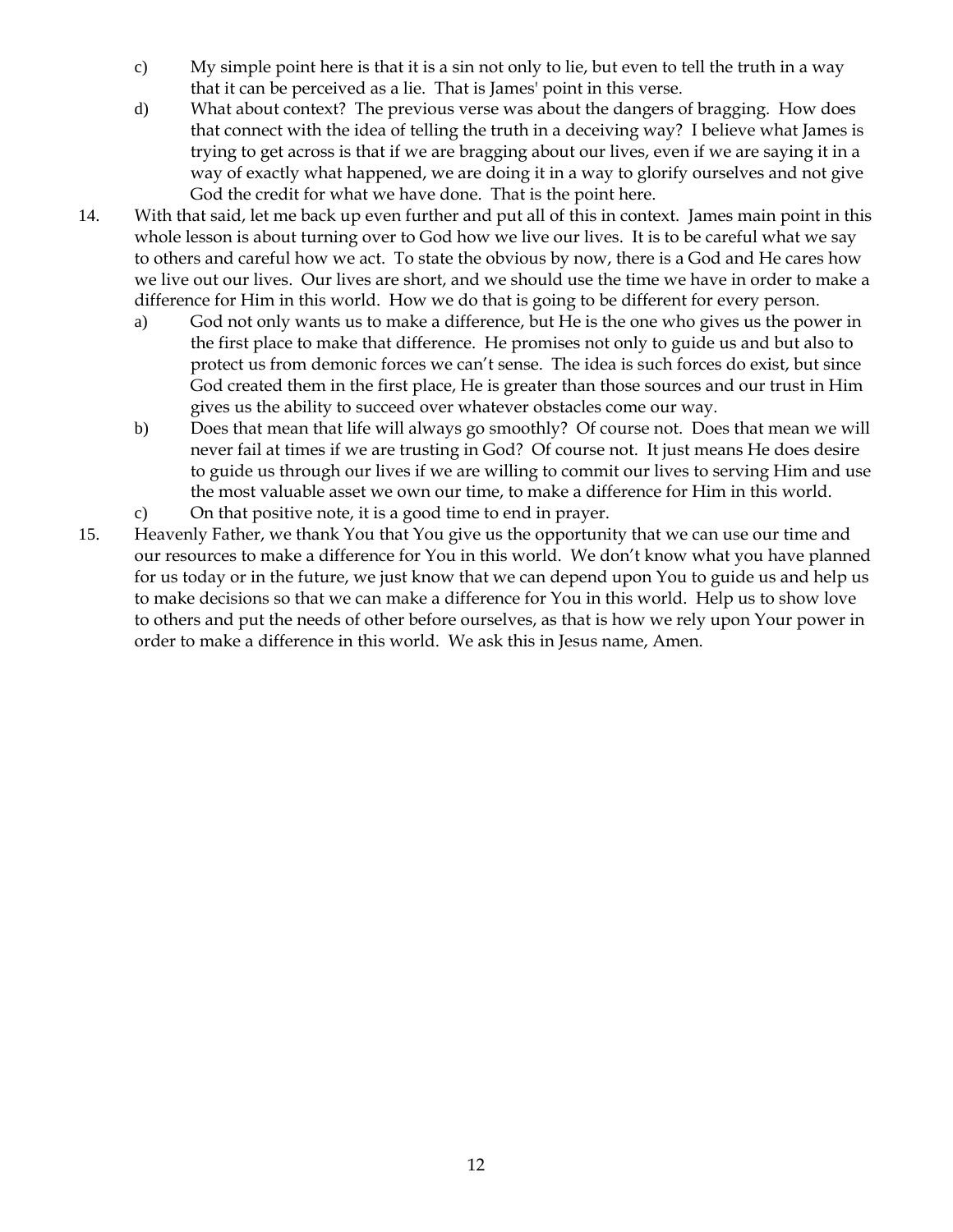c) My simple point here is that it is a sin not only to lie, but even to tell the truth in a way that it can be perceived as a lie. That is James' point in this verse.

d) What about context? The previous verse was about the dangers of bragging. How does that connect with the idea of telling the truth in a deceiving way? I believe what James is trying to get across is that if we are bragging about our lives, even if we are saying it in a way of exactly what happened, we are doing it in a way to glorify ourselves and not give God the credit for what we have done. That is the point here.

14. With that said, let me back up even further and put all of this in context. James main point in this whole lesson is about turning over to God how we live our lives. It is to be careful what we say to others and careful how we act. To state the obvious by now, there is a God and He cares how we live out our lives. Our lives are short, and we should use the time we have in order to make a difference for Him in this world. How we do that is going to be different for every person.

a) God not only wants us to make a difference, but He is the one who gives us the power in the first place to make that difference. He promises not only to guide us and but also to protect us from demonic forces we can't sense. The idea is such forces do exist, but since God created them in the first place, He is greater than those sources and our trust in Him gives us the ability to succeed over whatever obstacles come our way.

b) Does that mean that life will always go smoothly? Of course not. Does that mean we will never fail at times if we are trusting in God? Of course not. It just means He does desire to guide us through our lives if we are willing to commit our lives to serving Him and use the most valuable asset we own our time, to make a difference for Him in this world.

c) On that positive note, it is a good time to end in prayer.

15. Heavenly Father, we thank You that You give us the opportunity that we can use our time and our resources to make a difference for You in this world. We don't know what you have planned for us today or in the future, we just know that we can depend upon You to guide us and help us to make decisions so that we can make a difference for You in this world. Help us to show love to others and put the needs of other before ourselves, as that is how we rely upon Your power in order to make a difference in this world. We ask this in Jesus name, Amen.